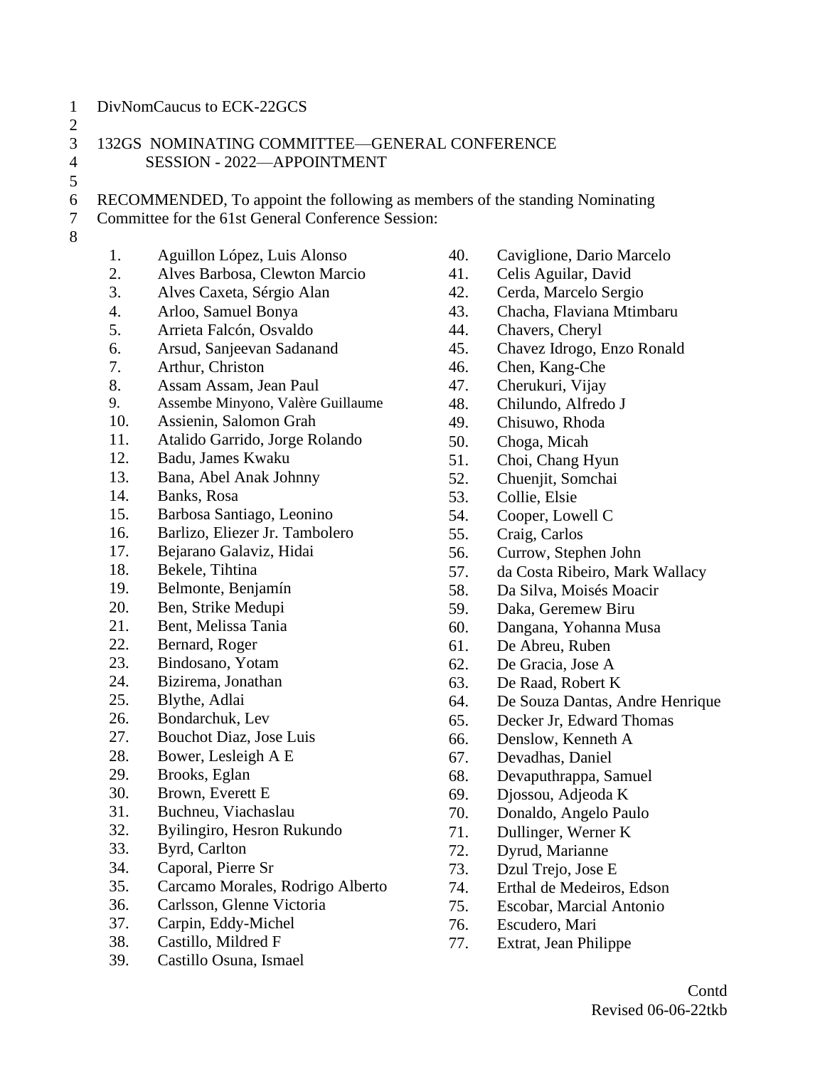DivNomCaucus to ECK-22GCS

132GS NOMINATING COMMITTEE—GENERAL CONFERENCE SESSION - 2022—APPOINTMENT

RECOMMENDED, To appoint the following as members of the standing Nominating Committee for the 61st General Conference Session:

1. Aguillon López, Luis Alonso
2. Alves Barbosa, Clewton Marcio
3. Alves Caxeta, Sérgio Alan
4. Arloo, Samuel Bonya
5. Arrieta Falcón, Osvaldo
6. Arsud, Sanjeevan Sadanand
7. Arthur, Christon
8. Assam Assam, Jean Paul
9. Assembe Minyono, Valère Guillaume
10. Assienin, Salomon Grah
11. Atalido Garrido, Jorge Rolando
12. Badu, James Kwaku
13. Bana, Abel Anak Johnny
14. Banks, Rosa
15. Barbosa Santiago, Leonino
16. Barlizo, Eliezer Jr. Tambolero
17. Bejarano Galaviz, Hidai
18. Bekele, Tihtina
19. Belmonte, Benjamín
20. Ben, Strike Medupi
21. Bent, Melissa Tania
22. Bernard, Roger
23. Bindosano, Yotam
24. Bizirema, Jonathan
25. Blythe, Adlai
26. Bondarchuk, Lev
27. Bouchot Diaz, Jose Luis
28. Bower, Lesleigh A E
29. Brooks, Eglan
30. Brown, Everett E
31. Buchneu, Viachaslau
32. Byilingiro, Hesron Rukundo
33. Byrd, Carlton
34. Caporal, Pierre Sr
35. Carcamo Morales, Rodrigo Alberto
36. Carlsson, Glenne Victoria
37. Carpin, Eddy-Michel
38. Castillo, Mildred F
39. Castillo Osuna, Ismael
40. Caviglione, Dario Marcelo
41. Celis Aguilar, David
42. Cerda, Marcelo Sergio
43. Chacha, Flaviana Mtimbaru
44. Chavers, Cheryl
45. Chavez Idrogo, Enzo Ronald
46. Chen, Kang-Che
47. Cherukuri, Vijay
48. Chilundo, Alfredo J
49. Chisuwo, Rhoda
50. Choga, Micah
51. Choi, Chang Hyun
52. Chuenjit, Somchai
53. Collie, Elsie
54. Cooper, Lowell C
55. Craig, Carlos
56. Currow, Stephen John
57. da Costa Ribeiro, Mark Wallacy
58. Da Silva, Moisés Moacir
59. Daka, Geremew Biru
60. Dangana, Yohanna Musa
61. De Abreu, Ruben
62. De Gracia, Jose A
63. De Raad, Robert K
64. De Souza Dantas, Andre Henrique
65. Decker Jr, Edward Thomas
66. Denslow, Kenneth A
67. Devadhas, Daniel
68. Devaputhrappa, Samuel
69. Djossou, Adjeoda K
70. Donaldo, Angelo Paulo
71. Dullinger, Werner K
72. Dyrud, Marianne
73. Dzul Trejo, Jose E
74. Erthal de Medeiros, Edson
75. Escobar, Marcial Antonio
76. Escudero, Mari
77. Extrat, Jean Philippe

Contd

Revised 06-06-22tkb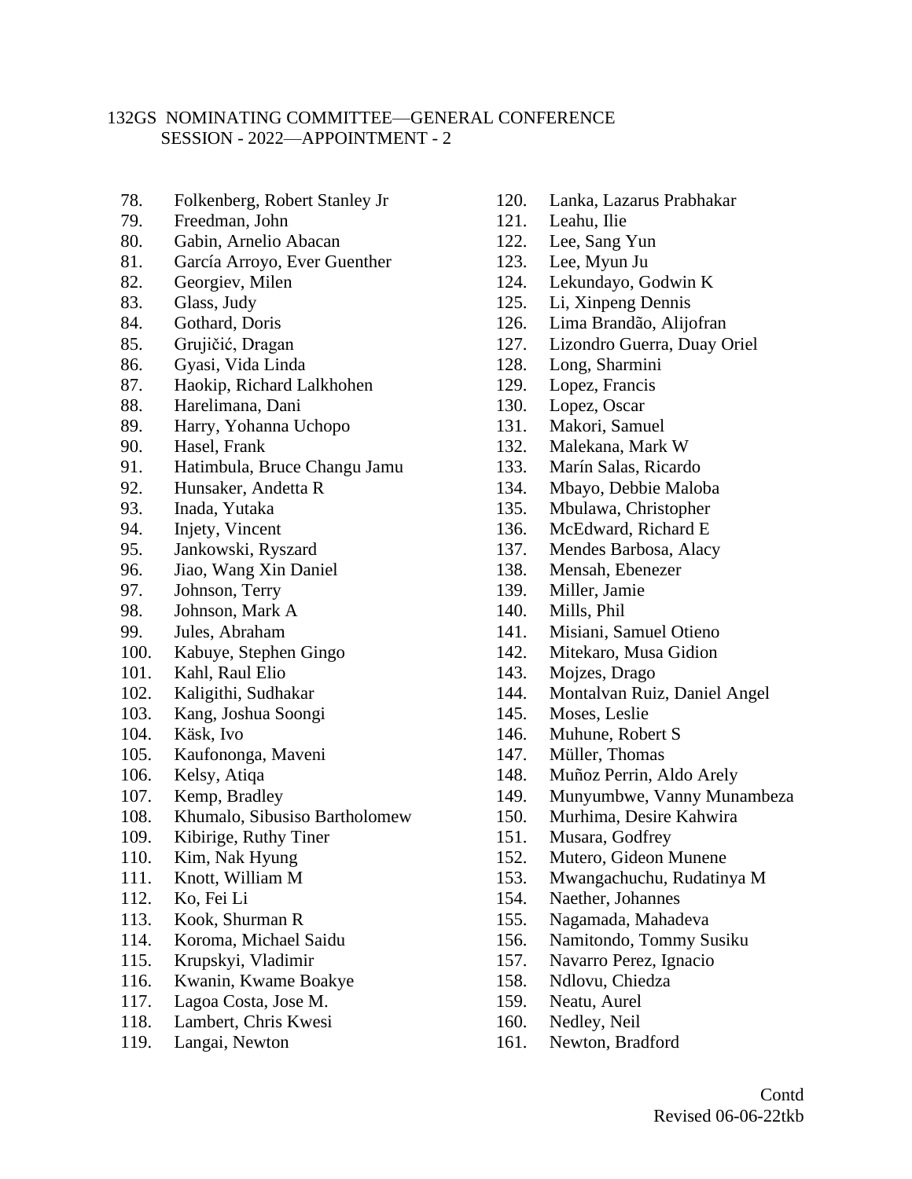132GS NOMINATING COMMITTEE—GENERAL CONFERENCE SESSION - 2022—APPOINTMENT - 2

78. Folkenberg, Robert Stanley Jr
79. Freedman, John
80. Gabin, Arnelio Abacan
81. García Arroyo, Ever Guenther
82. Georgiev, Milen
83. Glass, Judy
84. Gothard, Doris
85. Grujičić, Dragan
86. Gyasi, Vida Linda
87. Haokip, Richard Lalkhohen
88. Harelimana, Dani
89. Harry, Yohanna Uchopo
90. Hasel, Frank
91. Hatimbula, Bruce Changu Jamu
92. Hunsaker, Andetta R
93. Inada, Yutaka
94. Injety, Vincent
95. Jankowski, Ryszard
96. Jiao, Wang Xin Daniel
97. Johnson, Terry
98. Johnson, Mark A
99. Jules, Abraham
100. Kabuye, Stephen Gingo
101. Kahl, Raul Elio
102. Kaligithi, Sudhakar
103. Kang, Joshua Soongi
104. Käsk, Ivo
105. Kaufononga, Maveni
106. Kelsy, Atiqa
107. Kemp, Bradley
108. Khumalo, Sibusiso Bartholomew
109. Kibirige, Ruthy Tiner
110. Kim, Nak Hyung
111. Knott, William M
112. Ko, Fei Li
113. Kook, Shurman R
114. Koroma, Michael Saidu
115. Krupskyi, Vladimir
116. Kwanin, Kwame Boakye
117. Lagoa Costa, Jose M.
118. Lambert, Chris Kwesi
119. Langai, Newton
120. Lanka, Lazarus Prabhakar
121. Leahu, Ilie
122. Lee, Sang Yun
123. Lee, Myun Ju
124. Lekundayo, Godwin K
125. Li, Xinpeng Dennis
126. Lima Brandão, Alijofran
127. Lizondro Guerra, Duay Oriel
128. Long, Sharmini
129. Lopez, Francis
130. Lopez, Oscar
131. Makori, Samuel
132. Malekana, Mark W
133. Marín Salas, Ricardo
134. Mbayo, Debbie Maloba
135. Mbulawa, Christopher
136. McEdward, Richard E
137. Mendes Barbosa, Alacy
138. Mensah, Ebenezer
139. Miller, Jamie
140. Mills, Phil
141. Misiani, Samuel Otieno
142. Mitekaro, Musa Gidion
143. Mojzes, Drago
144. Montalvan Ruiz, Daniel Angel
145. Moses, Leslie
146. Muhune, Robert S
147. Müller, Thomas
148. Muñoz Perrin, Aldo Arely
149. Munyumbwe, Vanny Munambeza
150. Murhima, Desire Kahwira
151. Musara, Godfrey
152. Mutero, Gideon Munene
153. Mwangachuchu, Rudatinya M
154. Naether, Johannes
155. Nagamada, Mahadeva
156. Namitondo, Tommy Susiku
157. Navarro Perez, Ignacio
158. Ndlovu, Chiedza
159. Neatu, Aurel
160. Nedley, Neil
161. Newton, Bradford

Contd

Revised 06-06-22tkb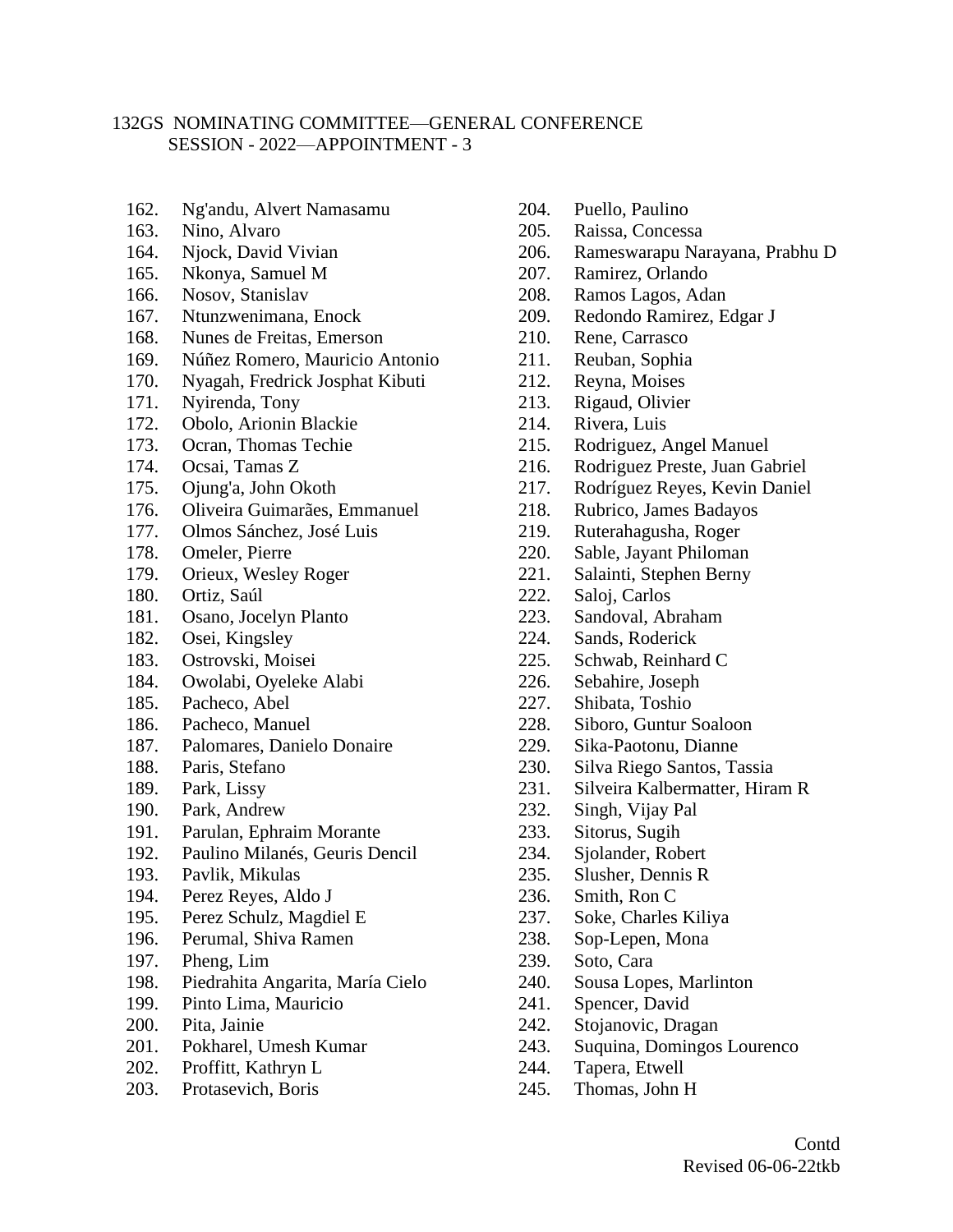132GS NOMINATING COMMITTEE—GENERAL CONFERENCE SESSION - 2022—APPOINTMENT - 3

162. Ng'andu, Alvert Namasamu
163. Nino, Alvaro
164. Njock, David Vivian
165. Nkonya, Samuel M
166. Nosov, Stanislav
167. Ntunzwenimana, Enock
168. Nunes de Freitas, Emerson
169. Núñez Romero, Mauricio Antonio
170. Nyagah, Fredrick Josphat Kibuti
171. Nyirenda, Tony
172. Obolo, Arionin Blackie
173. Ocran, Thomas Techie
174. Ocsai, Tamas Z
175. Ojung'a, John Okoth
176. Oliveira Guimarães, Emmanuel
177. Olmos Sánchez, José Luis
178. Omeler, Pierre
179. Orieux, Wesley Roger
180. Ortiz, Saúl
181. Osano, Jocelyn Planto
182. Osei, Kingsley
183. Ostrovski, Moisei
184. Owolabi, Oyeleke Alabi
185. Pacheco, Abel
186. Pacheco, Manuel
187. Palomares, Danielo Donaire
188. Paris, Stefano
189. Park, Lissy
190. Park, Andrew
191. Parulan, Ephraim Morante
192. Paulino Milanés, Geuris Dencil
193. Pavlik, Mikulas
194. Perez Reyes, Aldo J
195. Perez Schulz, Magdiel E
196. Perumal, Shiva Ramen
197. Pheng, Lim
198. Piedrahita Angarita, María Cielo
199. Pinto Lima, Mauricio
200. Pita, Jainie
201. Pokharel, Umesh Kumar
202. Proffitt, Kathryn L
203. Protasevich, Boris
204. Puello, Paulino
205. Raissa, Concessa
206. Rameswarapu Narayana, Prabhu D
207. Ramirez, Orlando
208. Ramos Lagos, Adan
209. Redondo Ramirez, Edgar J
210. Rene, Carrasco
211. Reuban, Sophia
212. Reyna, Moises
213. Rigaud, Olivier
214. Rivera, Luis
215. Rodriguez, Angel Manuel
216. Rodriguez Preste, Juan Gabriel
217. Rodríguez Reyes, Kevin Daniel
218. Rubrico, James Badayos
219. Ruterahagusha, Roger
220. Sable, Jayant Philoman
221. Salainti, Stephen Berny
222. Saloj, Carlos
223. Sandoval, Abraham
224. Sands, Roderick
225. Schwab, Reinhard C
226. Sebahire, Joseph
227. Shibata, Toshio
228. Siboro, Guntur Soaloon
229. Sika-Paotonu, Dianne
230. Silva Riego Santos, Tassia
231. Silveira Kalbermatter, Hiram R
232. Singh, Vijay Pal
233. Sitorus, Sugih
234. Sjolander, Robert
235. Slusher, Dennis R
236. Smith, Ron C
237. Soke, Charles Kiliya
238. Sop-Lepen, Mona
239. Soto, Cara
240. Sousa Lopes, Marlinton
241. Spencer, David
242. Stojanovic, Dragan
243. Suquina, Domingos Lourenco
244. Tapera, Etwell
245. Thomas, John H

Contd

Revised 06-06-22tkb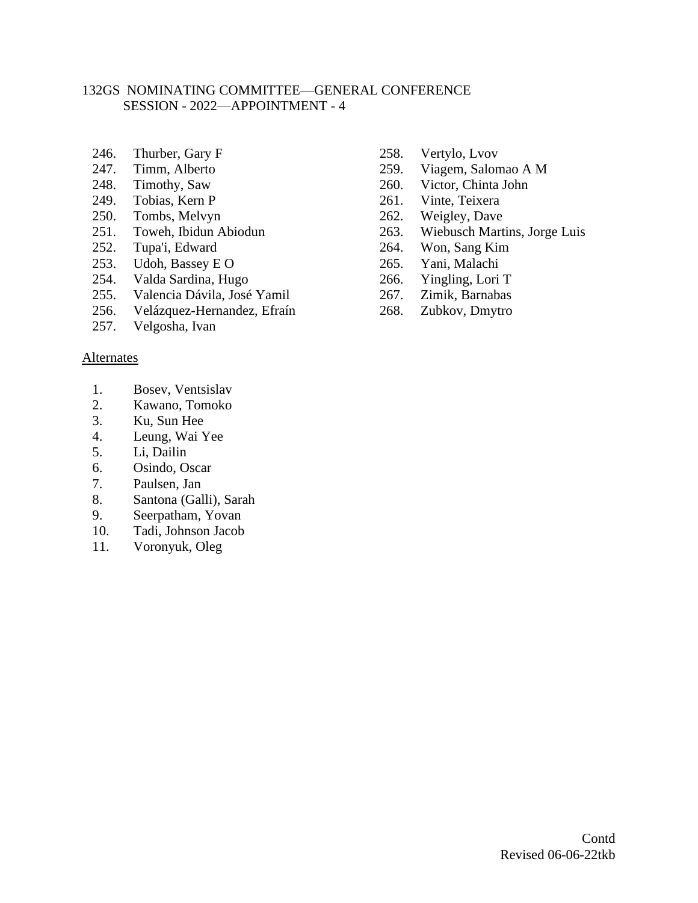132GS NOMINATING COMMITTEE—GENERAL CONFERENCE SESSION - 2022—APPOINTMENT - 4

246. Thurber, Gary F
247. Timm, Alberto
248. Timothy, Saw
249. Tobias, Kern P
250. Tombs, Melvyn
251. Toweh, Ibidun Abiodun
252. Tupa'i, Edward
253. Udoh, Bassey E O
254. Valda Sardina, Hugo
255. Valencia Dávila, José Yamil
256. Velázquez-Hernandez, Efraín
257. Velgosha, Ivan
258. Vertylo, Lvov
259. Viagem, Salomao A M
260. Victor, Chinta John
261. Vinte, Teixera
262. Weigley, Dave
263. Wiebusch Martins, Jorge Luis
264. Won, Sang Kim
265. Yani, Malachi
266. Yingling, Lori T
267. Zimik, Barnabas
268. Zubkov, Dmytro

Alternates

1. Bosev, Ventsislav
2. Kawano, Tomoko
3. Ku, Sun Hee
4. Leung, Wai Yee
5. Li, Dailin
6. Osindo, Oscar
7. Paulsen, Jan
8. Santona (Galli), Sarah
9. Seerpatham, Yovan
10. Tadi, Johnson Jacob
11. Voronyuk, Oleg

Contd
Revised 06-06-22tkb